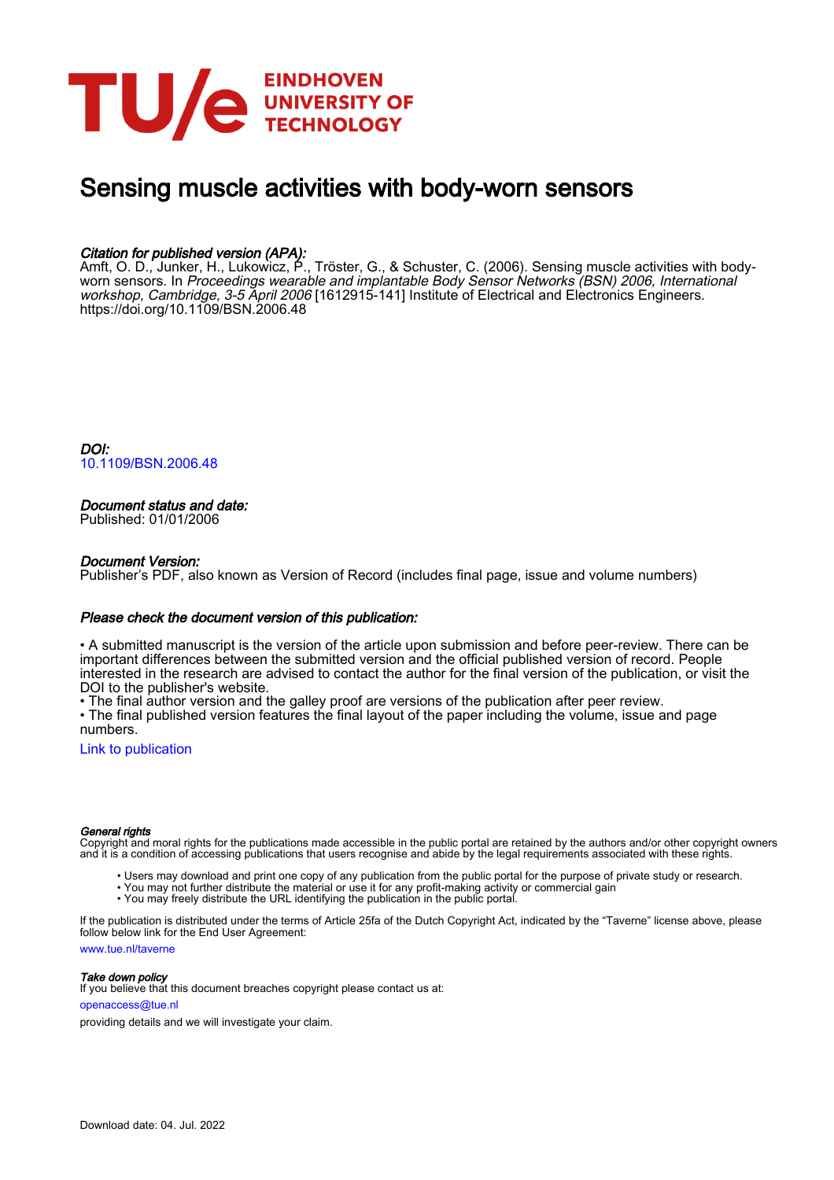# Sensing muscle activities with body-worn sensors

*Citation for published version (APA):*
Amft, O. D., Junker, H., Lukowicz, P., Tröster, G., & Schuster, C. (2006). Sensing muscle activities with body-worn sensors. In *Proceedings wearable and implantable Body Sensor Networks (BSN) 2006, International workshop, Cambridge, 3-5 April 2006* [1612915-141] Institute of Electrical and Electronics Engineers. https://doi.org/10.1109/BSN.2006.48

*DOI:*
10.1109/BSN.2006.48

*Document status and date:*
Published: 01/01/2006

*Document Version:*
Publisher's PDF, also known as Version of Record (includes final page, issue and volume numbers)

*Please check the document version of this publication:*

• A submitted manuscript is the version of the article upon submission and before peer-review. There can be important differences between the submitted version and the official published version of record. People interested in the research are advised to contact the author for the final version of the publication, or visit the DOI to the publisher's website.
• The final author version and the galley proof are versions of the publication after peer review.
• The final published version features the final layout of the paper including the volume, issue and page numbers.

Link to publication

*General rights*
Copyright and moral rights for the publications made accessible in the public portal are retained by the authors and/or other copyright owners and it is a condition of accessing publications that users recognise and abide by the legal requirements associated with these rights.

• Users may download and print one copy of any publication from the public portal for the purpose of private study or research.
• You may not further distribute the material or use it for any profit-making activity or commercial gain
• You may freely distribute the URL identifying the publication in the public portal.

If the publication is distributed under the terms of Article 25fa of the Dutch Copyright Act, indicated by the "Taverne" license above, please follow below link for the End User Agreement:

www.tue.nl/taverne

*Take down policy*
If you believe that this document breaches copyright please contact us at:

openaccess@tue.nl

providing details and we will investigate your claim.

Download date: 04. Jul. 2022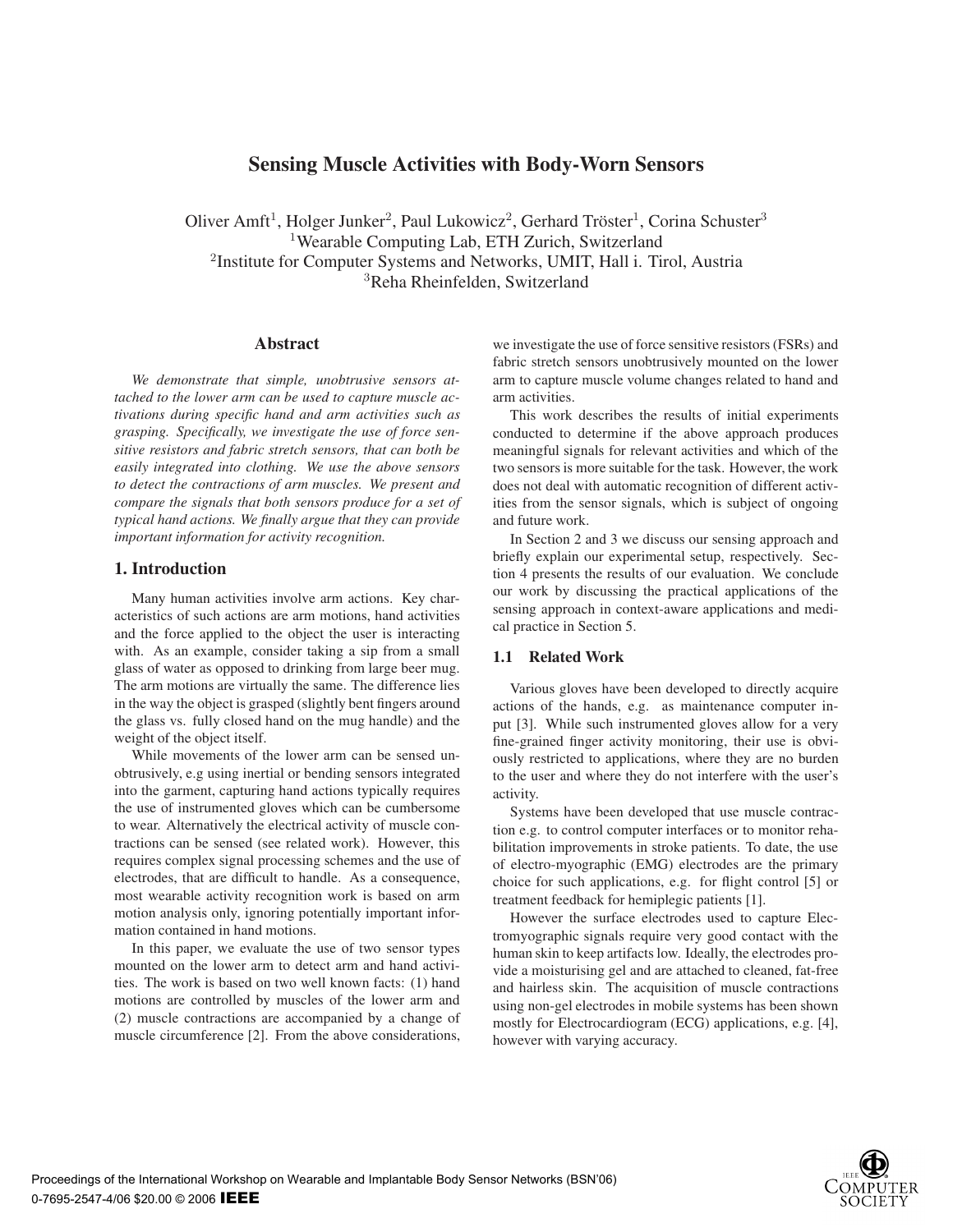# Sensing Muscle Activities with Body-Worn Sensors

Oliver Amft[1], Holger Junker[2], Paul Lukowicz[2], Gerhard Tröster[1], Corina Schuster[3]
[1]Wearable Computing Lab, ETH Zurich, Switzerland
[2]Institute for Computer Systems and Networks, UMIT, Hall i. Tirol, Austria
[3]Reha Rheinfelden, Switzerland

## Abstract

*We demonstrate that simple, unobtrusive sensors attached to the lower arm can be used to capture muscle activations during specific hand and arm activities such as grasping. Specifically, we investigate the use of force sensitive resistors and fabric stretch sensors, that can both be easily integrated into clothing. We use the above sensors to detect the contractions of arm muscles. We present and compare the signals that both sensors produce for a set of typical hand actions. We finally argue that they can provide important information for activity recognition.*

## 1. Introduction

Many human activities involve arm actions. Key characteristics of such actions are arm motions, hand activities and the force applied to the object the user is interacting with. As an example, consider taking a sip from a small glass of water as opposed to drinking from large beer mug. The arm motions are virtually the same. The difference lies in the way the object is grasped (slightly bent fingers around the glass vs. fully closed hand on the mug handle) and the weight of the object itself.

While movements of the lower arm can be sensed unobtrusively, e.g using inertial or bending sensors integrated into the garment, capturing hand actions typically requires the use of instrumented gloves which can be cumbersome to wear. Alternatively the electrical activity of muscle contractions can be sensed (see related work). However, this requires complex signal processing schemes and the use of electrodes, that are difficult to handle. As a consequence, most wearable activity recognition work is based on arm motion analysis only, ignoring potentially important information contained in hand motions.

In this paper, we evaluate the use of two sensor types mounted on the lower arm to detect arm and hand activities. The work is based on two well known facts: (1) hand motions are controlled by muscles of the lower arm and (2) muscle contractions are accompanied by a change of muscle circumference [2]. From the above considerations, we investigate the use of force sensitive resistors (FSRs) and fabric stretch sensors unobtrusively mounted on the lower arm to capture muscle volume changes related to hand and arm activities.

This work describes the results of initial experiments conducted to determine if the above approach produces meaningful signals for relevant activities and which of the two sensors is more suitable for the task. However, the work does not deal with automatic recognition of different activities from the sensor signals, which is subject of ongoing and future work.

In Section 2 and 3 we discuss our sensing approach and briefly explain our experimental setup, respectively. Section 4 presents the results of our evaluation. We conclude our work by discussing the practical applications of the sensing approach in context-aware applications and medical practice in Section 5.

### 1.1 Related Work

Various gloves have been developed to directly acquire actions of the hands, e.g. as maintenance computer input [3]. While such instrumented gloves allow for a very fine-grained finger activity monitoring, their use is obviously restricted to applications, where they are no burden to the user and where they do not interfere with the user's activity.

Systems have been developed that use muscle contraction e.g. to control computer interfaces or to monitor rehabilitation improvements in stroke patients. To date, the use of electro-myographic (EMG) electrodes are the primary choice for such applications, e.g. for flight control [5] or treatment feedback for hemiplegic patients [1].

However the surface electrodes used to capture Electromyographic signals require very good contact with the human skin to keep artifacts low. Ideally, the electrodes provide a moisturising gel and are attached to cleaned, fat-free and hairless skin. The acquisition of muscle contractions using non-gel electrodes in mobile systems has been shown mostly for Electrocardiogram (ECG) applications, e.g. [4], however with varying accuracy.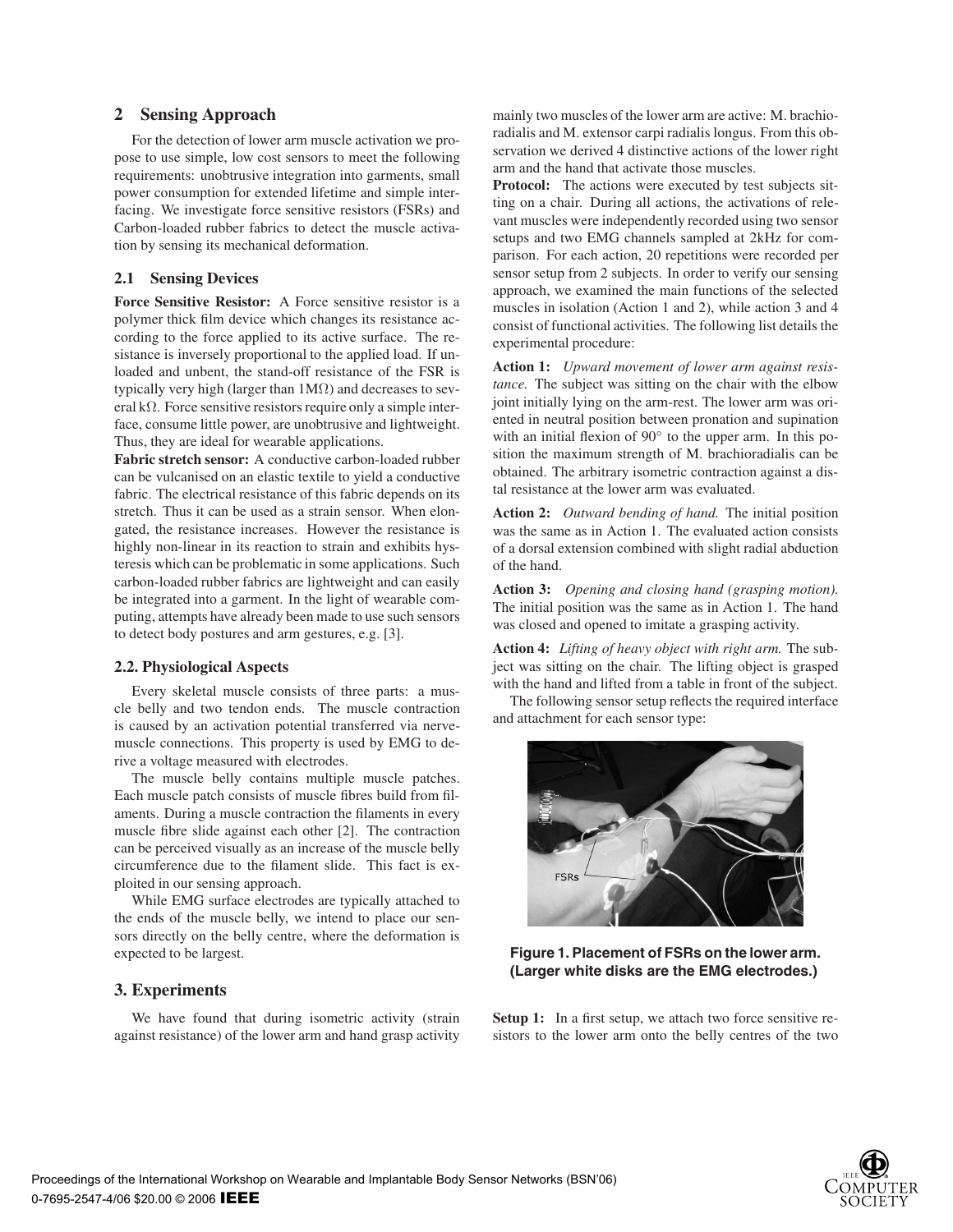## 2 Sensing Approach

For the detection of lower arm muscle activation we propose to use simple, low cost sensors to meet the following requirements: unobtrusive integration into garments, small power consumption for extended lifetime and simple interfacing. We investigate force sensitive resistors (FSRs) and Carbon-loaded rubber fabrics to detect the muscle activation by sensing its mechanical deformation.

### 2.1 Sensing Devices

**Force Sensitive Resistor:** A Force sensitive resistor is a polymer thick film device which changes its resistance according to the force applied to its active surface. The resistance is inversely proportional to the applied load. If unloaded and unbent, the stand-off resistance of the FSR is typically very high (larger than $1\text{M}\Omega$) and decreases to several $\text{k}\Omega$. Force sensitive resistors require only a simple interface, consume little power, are unobtrusive and lightweight. Thus, they are ideal for wearable applications.

**Fabric stretch sensor:** A conductive carbon-loaded rubber can be vulcanised on an elastic textile to yield a conductive fabric. The electrical resistance of this fabric depends on its stretch. Thus it can be used as a strain sensor. When elongated, the resistance increases. However the resistance is highly non-linear in its reaction to strain and exhibits hysteresis which can be problematic in some applications. Such carbon-loaded rubber fabrics are lightweight and can easily be integrated into a garment. In the light of wearable computing, attempts have already been made to use such sensors to detect body postures and arm gestures, e.g. [3].

### 2.2. Physiological Aspects

Every skeletal muscle consists of three parts: a muscle belly and two tendon ends. The muscle contraction is caused by an activation potential transferred via nerve-muscle connections. This property is used by EMG to derive a voltage measured with electrodes.

The muscle belly contains multiple muscle patches. Each muscle patch consists of muscle fibres build from filaments. During a muscle contraction the filaments in every muscle fibre slide against each other [2]. The contraction can be perceived visually as an increase of the muscle belly circumference due to the filament slide. This fact is exploited in our sensing approach.

While EMG surface electrodes are typically attached to the ends of the muscle belly, we intend to place our sensors directly on the belly centre, where the deformation is expected to be largest.

## 3. Experiments

We have found that during isometric activity (strain against resistance) of the lower arm and hand grasp activity mainly two muscles of the lower arm are active: M. brachioradialis and M. extensor carpi radialis longus. From this observation we derived 4 distinctive actions of the lower right arm and the hand that activate those muscles.

**Protocol:** The actions were executed by test subjects sitting on a chair. During all actions, the activations of relevant muscles were independently recorded using two sensor setups and two EMG channels sampled at 2kHz for comparison. For each action, 20 repetitions were recorded per sensor setup from 2 subjects. In order to verify our sensing approach, we examined the main functions of the selected muscles in isolation (Action 1 and 2), while action 3 and 4 consist of functional activities. The following list details the experimental procedure:

**Action 1:** *Upward movement of lower arm against resistance.* The subject was sitting on the chair with the elbow joint initially lying on the arm-rest. The lower arm was oriented in neutral position between pronation and supination with an initial flexion of $90°$ to the upper arm. In this position the maximum strength of M. brachioradialis can be obtained. The arbitrary isometric contraction against a distal resistance at the lower arm was evaluated.

**Action 2:** *Outward bending of hand.* The initial position was the same as in Action 1. The evaluated action consists of a dorsal extension combined with slight radial abduction of the hand.

**Action 3:** *Opening and closing hand (grasping motion).* The initial position was the same as in Action 1. The hand was closed and opened to imitate a grasping activity.

**Action 4:** *Lifting of heavy object with right arm.* The subject was sitting on the chair. The lifting object is grasped with the hand and lifted from a table in front of the subject.

The following sensor setup reflects the required interface and attachment for each sensor type:

**Figure 1. Placement of FSRs on the lower arm. (Larger white disks are the EMG electrodes.)**

**Setup 1:** In a first setup, we attach two force sensitive resistors to the lower arm onto the belly centres of the two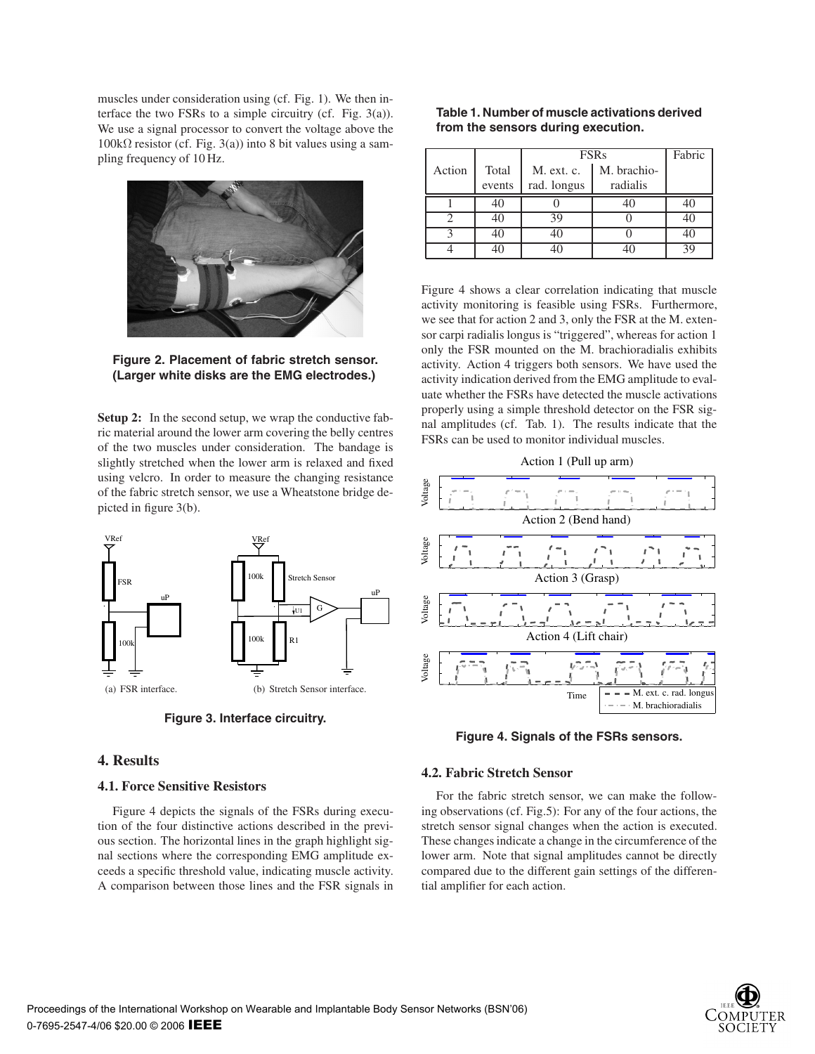muscles under consideration using (cf. Fig. 1). We then interface the two FSRs to a simple circuitry (cf. Fig. 3(a)). We use a signal processor to convert the voltage above the 100kΩ resistor (cf. Fig. 3(a)) into 8 bit values using a sampling frequency of 10 Hz.

**Figure 2. Placement of fabric stretch sensor. (Larger white disks are the EMG electrodes.)**

**Setup 2:** In the second setup, we wrap the conductive fabric material around the lower arm covering the belly centres of the two muscles under consideration. The bandage is slightly stretched when the lower arm is relaxed and fixed using velcro. In order to measure the changing resistance of the fabric stretch sensor, we use a Wheatstone bridge depicted in figure 3(b).

(a) FSR interface. (b) Stretch Sensor interface.

**Figure 3. Interface circuitry.**

## 4. Results

### 4.1. Force Sensitive Resistors

Figure 4 depicts the signals of the FSRs during execution of the four distinctive actions described in the previous section. The horizontal lines in the graph highlight signal sections where the corresponding EMG amplitude exceeds a specific threshold value, indicating muscle activity. A comparison between those lines and the FSR signals in Figure 4 shows a clear correlation indicating that muscle activity monitoring is feasible using FSRs. Furthermore, we see that for action 2 and 3, only the FSR at the M. extensor carpi radialis longus is "triggered", whereas for action 1 only the FSR mounted on the M. brachioradialis exhibits activity. Action 4 triggers both sensors. We have used the activity indication derived from the EMG amplitude to evaluate whether the FSRs have detected the muscle activations properly using a simple threshold detector on the FSR signal amplitudes (cf. Tab. 1). The results indicate that the FSRs can be used to monitor individual muscles.

**Table 1. Number of muscle activations derived from the sensors during execution.**

| Action | Total events | FSRs | | Fabric |
|---|---|---|---|---|
| | | M. ext. c. rad. longus | M. brachio-radialis | |
| 1 | 40 | 0 | 40 | 40 |
| 2 | 40 | 39 | 0 | 40 |
| 3 | 40 | 40 | 0 | 40 |
| 4 | 40 | 40 | 40 | 39 |

**Figure 4. Signals of the FSRs sensors.**

### 4.2. Fabric Stretch Sensor

For the fabric stretch sensor, we can make the following observations (cf. Fig.5): For any of the four actions, the stretch sensor signal changes when the action is executed. These changes indicate a change in the circumference of the lower arm. Note that signal amplitudes cannot be directly compared due to the different gain settings of the differential amplifier for each action.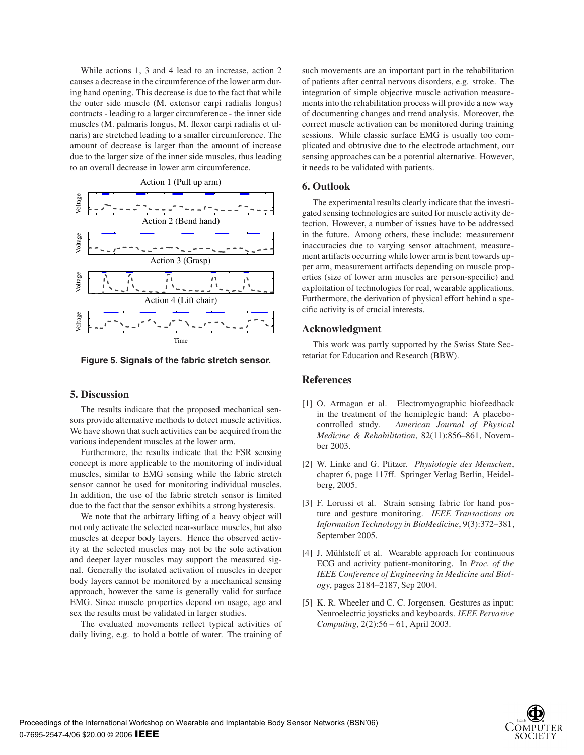While actions 1, 3 and 4 lead to an increase, action 2 causes a decrease in the circumference of the lower arm during hand opening. This decrease is due to the fact that while the outer side muscle (M. extensor carpi radialis longus) contracts - leading to a larger circumference - the inner side muscles (M. palmaris longus, M. flexor carpi radialis et ulnaris) are stretched leading to a smaller circumference. The amount of decrease is larger than the amount of increase due to the larger size of the inner side muscles, thus leading to an overall decrease in lower arm circumference.

Action 1 (Pull up arm)

Voltage

Action 2 (Bend hand)

Voltage

Action 3 (Grasp)

Voltage

Action 4 (Lift chair)

Voltage

Time

**Figure 5. Signals of the fabric stretch sensor.**

## 5. Discussion

The results indicate that the proposed mechanical sensors provide alternative methods to detect muscle activities. We have shown that such activities can be acquired from the various independent muscles at the lower arm.

Furthermore, the results indicate that the FSR sensing concept is more applicable to the monitoring of individual muscles, similar to EMG sensing while the fabric stretch sensor cannot be used for monitoring individual muscles. In addition, the use of the fabric stretch sensor is limited due to the fact that the sensor exhibits a strong hysteresis.

We note that the arbitrary lifting of a heavy object will not only activate the selected near-surface muscles, but also muscles at deeper body layers. Hence the observed activity at the selected muscles may not be the sole activation and deeper layer muscles may support the measured signal. Generally the isolated activation of muscles in deeper body layers cannot be monitored by a mechanical sensing approach, however the same is generally valid for surface EMG. Since muscle properties depend on usage, age and sex the results must be validated in larger studies.

The evaluated movements reflect typical activities of daily living, e.g. to hold a bottle of water. The training of such movements are an important part in the rehabilitation of patients after central nervous disorders, e.g. stroke. The integration of simple objective muscle activation measurements into the rehabilitation process will provide a new way of documenting changes and trend analysis. Moreover, the correct muscle activation can be monitored during training sessions. While classic surface EMG is usually too complicated and obtrusive due to the electrode attachment, our sensing approaches can be a potential alternative. However, it needs to be validated with patients.

## 6. Outlook

The experimental results clearly indicate that the investigated sensing technologies are suited for muscle activity detection. However, a number of issues have to be addressed in the future. Among others, these include: measurement inaccuracies due to varying sensor attachment, measurement artifacts occurring while lower arm is bent towards upper arm, measurement artifacts depending on muscle properties (size of lower arm muscles are person-specific) and exploitation of technologies for real, wearable applications. Furthermore, the derivation of physical effort behind a specific activity is of crucial interests.

## Acknowledgment

This work was partly supported by the Swiss State Secretariat for Education and Research (BBW).

## References

[1] O. Armagan et al. Electromyographic biofeedback in the treatment of the hemiplegic hand: A placebo-controlled study. *American Journal of Physical Medicine & Rehabilitation*, 82(11):856–861, November 2003.

[2] W. Linke and G. Pfitzer. *Physiologie des Menschen*, chapter 6, page 117ff. Springer Verlag Berlin, Heidelberg, 2005.

[3] F. Lorussi et al. Strain sensing fabric for hand posture and gesture monitoring. *IEEE Transactions on Information Technology in BioMedicine*, 9(3):372–381, September 2005.

[4] J. Mühlsteff et al. Wearable approach for continuous ECG and activity patient-monitoring. In *Proc. of the IEEE Conference of Engineering in Medicine and Biology*, pages 2184–2187, Sep 2004.

[5] K. R. Wheeler and C. C. Jorgensen. Gestures as input: Neuroelectric joysticks and keyboards. *IEEE Pervasive Computing*, 2(2):56 – 61, April 2003.